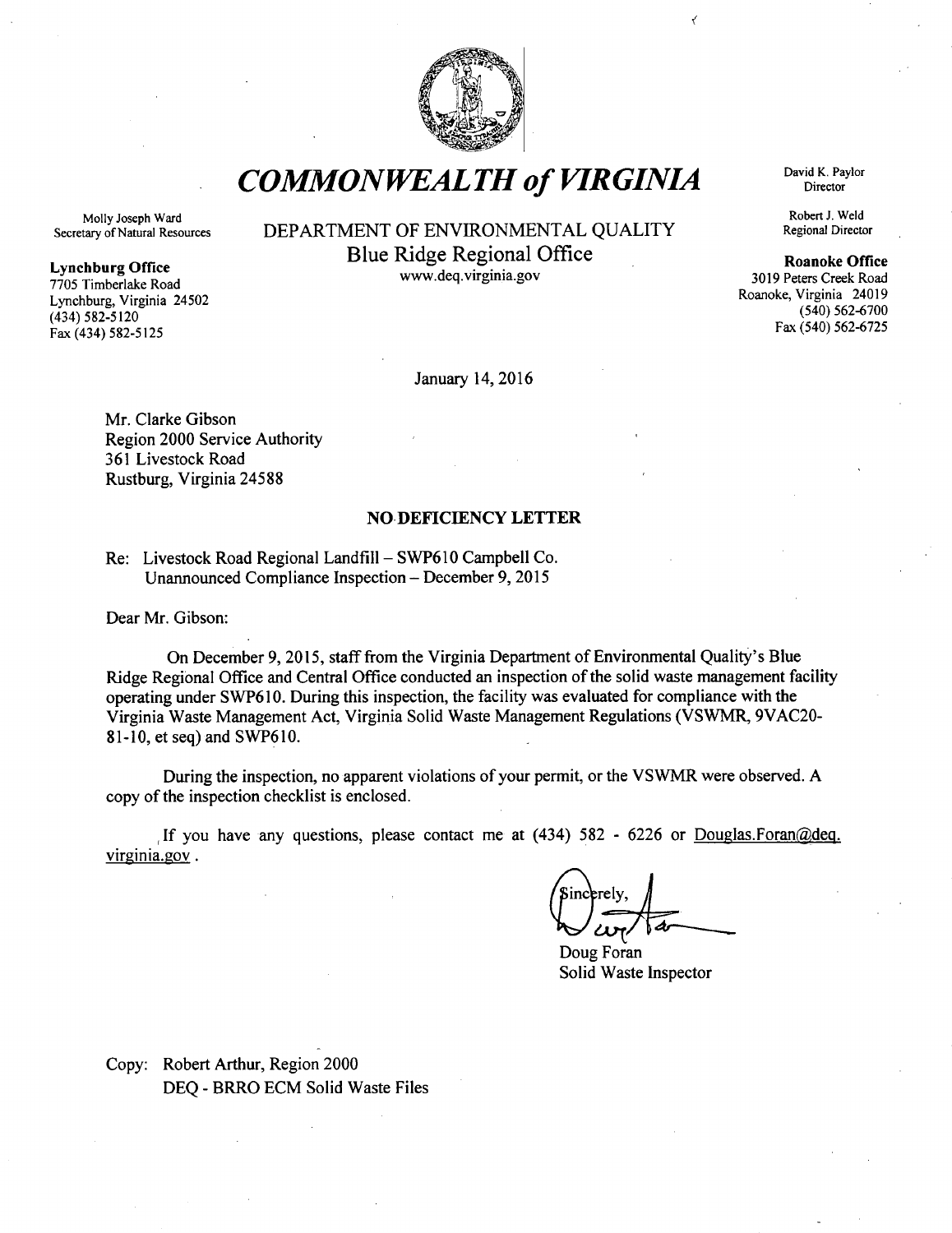# *COMMONWEALTH of VIRGINIA*

Molly Joseph Ward
Secretary of Natural Resources

DEPARTMENT OF ENVIRONMENTAL QUALITY
Blue Ridge Regional Office
www.deq.virginia.gov

David K. Paylor
Director

Robert J. Weld
Regional Director

**Lynchburg Office**
7705 Timberlake Road
Lynchburg, Virginia 24502
(434) 582-5120
Fax (434) 582-5125

**Roanoke Office**
3019 Peters Creek Road
Roanoke, Virginia 24019
(540) 562-6700
Fax (540) 562-6725

January 14, 2016

Mr. Clarke Gibson
Region 2000 Service Authority
361 Livestock Road
Rustburg, Virginia 24588

**NO DEFICIENCY LETTER**

Re: Livestock Road Regional Landfill – SWP610 Campbell Co.
Unannounced Compliance Inspection – December 9, 2015

Dear Mr. Gibson:

On December 9, 2015, staff from the Virginia Department of Environmental Quality's Blue Ridge Regional Office and Central Office conducted an inspection of the solid waste management facility operating under SWP610. During this inspection, the facility was evaluated for compliance with the Virginia Waste Management Act, Virginia Solid Waste Management Regulations (VSWMR, 9VAC20-81-10, et seq) and SWP610.

During the inspection, no apparent violations of your permit, or the VSWMR were observed. A copy of the inspection checklist is enclosed.

If you have any questions, please contact me at (434) 582 - 6226 or Douglas.Foran@deq.virginia.gov .

Sincerely,

Doug Foran
Solid Waste Inspector

Copy: Robert Arthur, Region 2000
DEQ - BRRO ECM Solid Waste Files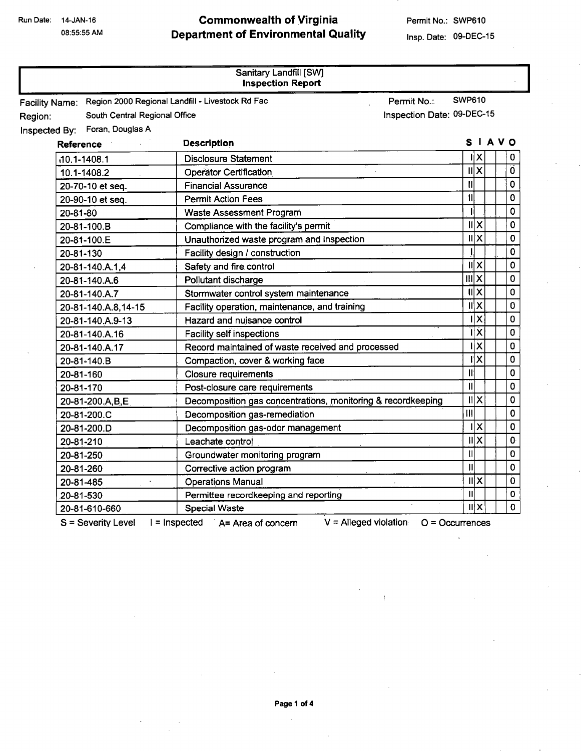Run Date: 14-JAN-16 08:55:55 AM

# Commonwealth of Virginia
# Department of Environmental Quality

Permit No.: SWP610
Insp. Date: 09-DEC-15

## Sanitary Landfill [SW]
## Inspection Report

**Facility Name:** Region 2000 Regional Landfill - Livestock Rd Fac
**Permit No.:** SWP610
**Region:** South Central Regional Office
**Inspection Date:** 09-DEC-15
**Inspected By:** Foran, Douglas A

| Reference | Description | S | I | A | V | O |
|---|---|---|---|---|---|---|
| 10.1-1408.1 | Disclosure Statement | I | X | | | 0 |
| 10.1-1408.2 | Operator Certification | II | X | | | 0 |
| 20-70-10 et seq. | Financial Assurance | II | | | | 0 |
| 20-90-10 et seq. | Permit Action Fees | II | | | | 0 |
| 20-81-80 | Waste Assessment Program | I | | | | 0 |
| 20-81-100.B | Compliance with the facility's permit | II | X | | | 0 |
| 20-81-100.E | Unauthorized waste program and inspection | II | X | | | 0 |
| 20-81-130 | Facility design / construction | I | | | | 0 |
| 20-81-140.A.1,4 | Safety and fire control | II | X | | | 0 |
| 20-81-140.A.6 | Pollutant discharge | III | X | | | 0 |
| 20-81-140.A.7 | Stormwater control system maintenance | II | X | | | 0 |
| 20-81-140.A.8,14-15 | Facility operation, maintenance, and training | II | X | | | 0 |
| 20-81-140.A.9-13 | Hazard and nuisance control | I | X | | | 0 |
| 20-81-140.A.16 | Facility self inspections | I | X | | | 0 |
| 20-81-140.A.17 | Record maintained of waste received and processed | I | X | | | 0 |
| 20-81-140.B | Compaction, cover & working face | I | X | | | 0 |
| 20-81-160 | Closure requirements | II | | | | 0 |
| 20-81-170 | Post-closure care requirements | II | | | | 0 |
| 20-81-200.A,B,E | Decomposition gas concentrations, monitoring & recordkeeping | II | X | | | 0 |
| 20-81-200.C | Decomposition gas-remediation | III | | | | 0 |
| 20-81-200.D | Decomposition gas-odor management | I | X | | | 0 |
| 20-81-210 | Leachate control | II | X | | | 0 |
| 20-81-250 | Groundwater monitoring program | II | | | | 0 |
| 20-81-260 | Corrective action program | II | | | | 0 |
| 20-81-485 | Operations Manual | II | X | | | 0 |
| 20-81-530 | Permittee recordkeeping and reporting | II | | | | 0 |
| 20-81-610-660 | Special Waste | II | X | | | 0 |

S = Severity Level I = Inspected A= Area of concern V = Alleged violation O = Occurrences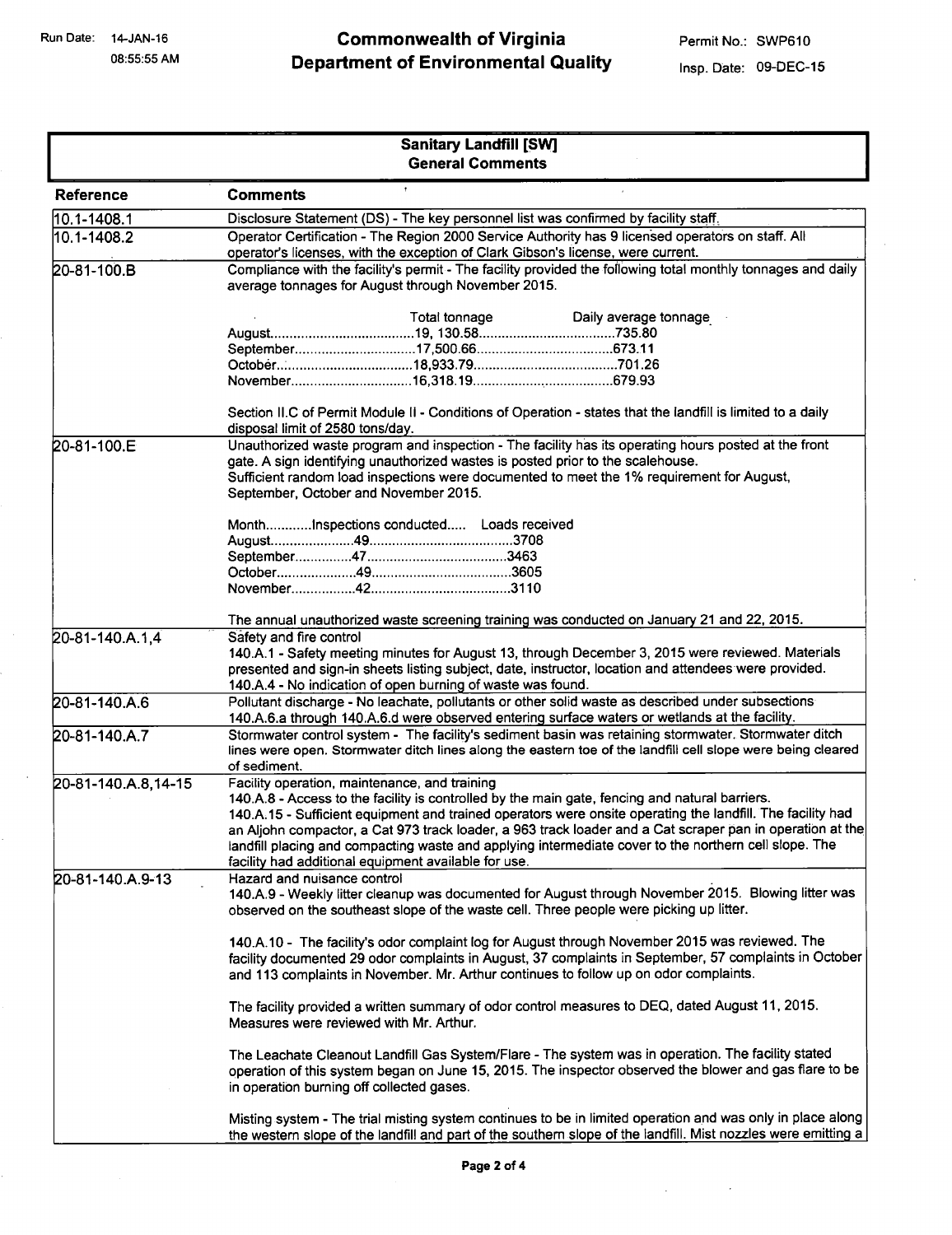**Commonwealth of Virginia**
**Department of Environmental Quality**

Run Date: 14-JAN-16 08:55:55 AM

Permit No.: SWP610

Insp. Date: 09-DEC-15

## Sanitary Landfill [SW]
### General Comments

| Reference | Comments |
|---|---|
| 10.1-1408.1 | Disclosure Statement (DS) - The key personnel list was confirmed by facility staff. |
| 10.1-1408.2 | Operator Certification - The Region 2000 Service Authority has 9 licensed operators on staff. All operator's licenses, with the exception of Clark Gibson's license, were current. |
| 20-81-100.B | Compliance with the facility's permit - The facility provided the following total monthly tonnages and daily average tonnages for August through November 2015.<br><br>Total tonnage / Daily average tonnage<br>August......................................19, 130.58....................................735.80<br>September................................17,500.66....................................673.11<br>October...................................18,933.79......................................701.26<br>November................................16,318.19....................................679.93<br><br>Section II.C of Permit Module II - Conditions of Operation - states that the landfill is limited to a daily disposal limit of 2580 tons/day. |
| 20-81-100.E | Unauthorized waste program and inspection - The facility has its operating hours posted at the front gate. A sign identifying unauthorized wastes is posted prior to the scalehouse.<br>Sufficient random load inspections were documented to meet the 1% requirement for August, September, October and November 2015.<br><br>Month............Inspections conducted..... Loads received<br>August......................49......................................3708<br>September...............47.....................................3463<br>October.....................49.....................................3605<br>November.................42.....................................3110<br><br>The annual unauthorized waste screening training was conducted on January 21 and 22, 2015. |
| 20-81-140.A.1,4 | Safety and fire control<br>140.A.1 - Safety meeting minutes for August 13, through December 3, 2015 were reviewed. Materials presented and sign-in sheets listing subject, date, instructor, location and attendees were provided.<br>140.A.4 - No indication of open burning of waste was found. |
| 20-81-140.A.6 | Pollutant discharge - No leachate, pollutants or other solid waste as described under subsections 140.A.6.a through 140.A.6.d were observed entering surface waters or wetlands at the facility. |
| 20-81-140.A.7 | Stormwater control system - The facility's sediment basin was retaining stormwater. Stormwater ditch lines were open. Stormwater ditch lines along the eastern toe of the landfill cell slope were being cleared of sediment. |
| 20-81-140.A.8,14-15 | Facility operation, maintenance, and training<br>140.A.8 - Access to the facility is controlled by the main gate, fencing and natural barriers.<br>140.A.15 - Sufficient equipment and trained operators were onsite operating the landfill. The facility had an Aljohn compactor, a Cat 973 track loader, a 963 track loader and a Cat scraper pan in operation at the landfill placing and compacting waste and applying intermediate cover to the northern cell slope. The facility had additional equipment available for use. |
| 20-81-140.A.9-13 | Hazard and nuisance control<br>140.A.9 - Weekly litter cleanup was documented for August through November 2015. Blowing litter was observed on the southeast slope of the waste cell. Three people were picking up litter.<br><br>140.A.10 - The facility's odor complaint log for August through November 2015 was reviewed. The facility documented 29 odor complaints in August, 37 complaints in September, 57 complaints in October and 113 complaints in November. Mr. Arthur continues to follow up on odor complaints.<br><br>The facility provided a written summary of odor control measures to DEQ, dated August 11, 2015. Measures were reviewed with Mr. Arthur.<br><br>The Leachate Cleanout Landfill Gas System/Flare - The system was in operation. The facility stated operation of this system began on June 15, 2015. The inspector observed the blower and gas flare to be in operation burning off collected gases.<br><br>Misting system - The trial misting system continues to be in limited operation and was only in place along the western slope of the landfill and part of the southern slope of the landfill. Mist nozzles were emitting a |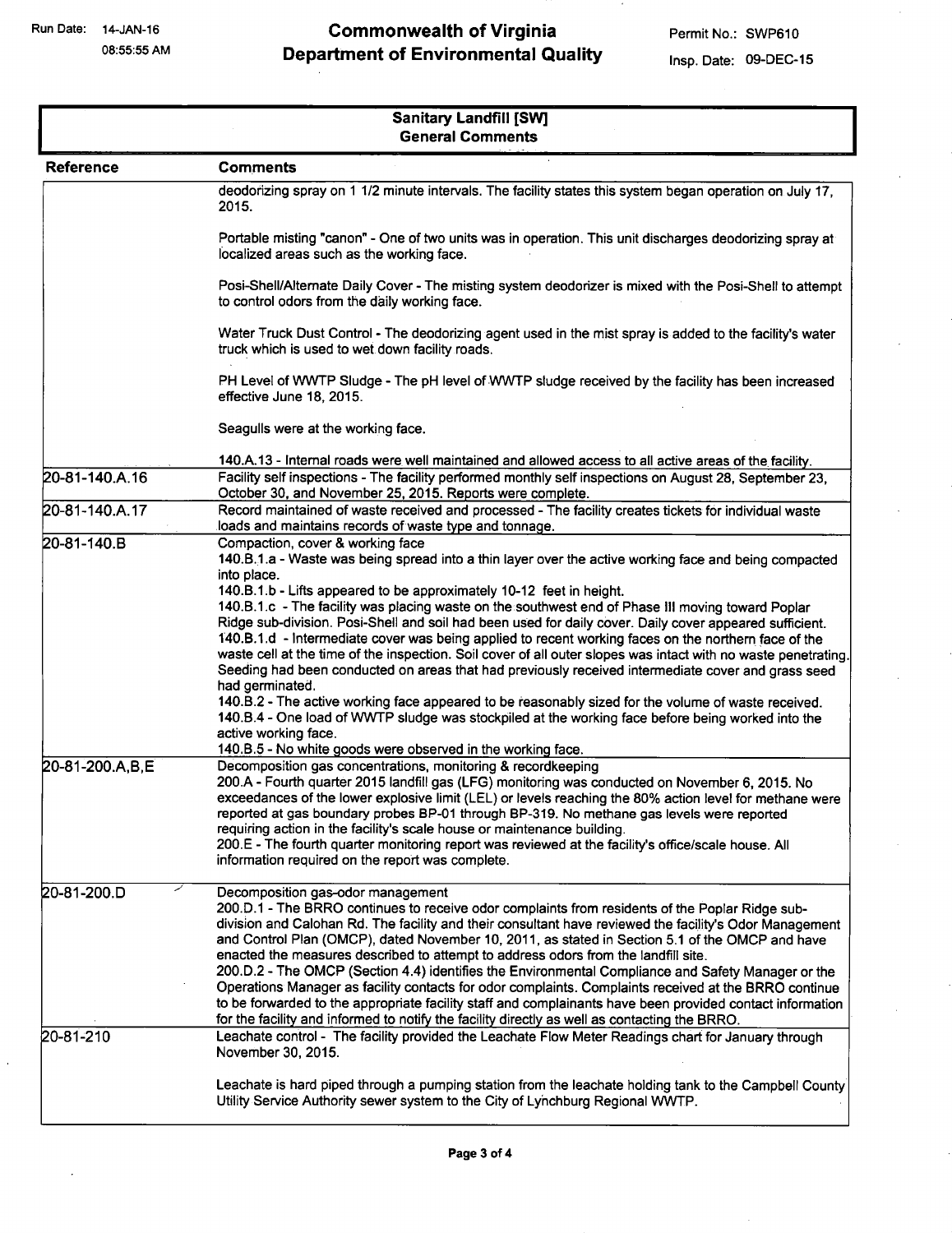## Sanitary Landfill [SW]
### General Comments

| Reference | Comments |
|---|---|
| | deodorizing spray on 1 1/2 minute intervals. The facility states this system began operation on July 17, 2015.<br><br>Portable misting "canon" - One of two units was in operation. This unit discharges deodorizing spray at localized areas such as the working face.<br><br>Posi-Shell/Alternate Daily Cover - The misting system deodorizer is mixed with the Posi-Shell to attempt to control odors from the daily working face.<br><br>Water Truck Dust Control - The deodorizing agent used in the mist spray is added to the facility's water truck which is used to wet down facility roads.<br><br>PH Level of WWTP Sludge - The pH level of WWTP sludge received by the facility has been increased effective June 18, 2015.<br><br>Seagulls were at the working face.<br><br>140.A.13 - Internal roads were well maintained and allowed access to all active areas of the facility. |
| 20-81-140.A.16 | Facility self inspections - The facility performed monthly self inspections on August 28, September 23, October 30, and November 25, 2015. Reports were complete. |
| 20-81-140.A.17 | Record maintained of waste received and processed - The facility creates tickets for individual waste loads and maintains records of waste type and tonnage. |
| 20-81-140.B | Compaction, cover & working face<br>140.B.1.a - Waste was being spread into a thin layer over the active working face and being compacted into place.<br>140.B.1.b - Lifts appeared to be approximately 10-12 feet in height.<br>140.B.1.c - The facility was placing waste on the southwest end of Phase III moving toward Poplar Ridge sub-division. Posi-Shell and soil had been used for daily cover. Daily cover appeared sufficient.<br>140.B.1.d - Intermediate cover was being applied to recent working faces on the northern face of the waste cell at the time of the inspection. Soil cover of all outer slopes was intact with no waste penetrating. Seeding had been conducted on areas that had previously received intermediate cover and grass seed had germinated.<br>140.B.2 - The active working face appeared to be reasonably sized for the volume of waste received.<br>140.B.4 - One load of WWTP sludge was stockpiled at the working face before being worked into the active working face.<br>140.B.5 - No white goods were observed in the working face. |
| 20-81-200.A,B,E | Decomposition gas concentrations, monitoring & recordkeeping<br>200.A - Fourth quarter 2015 landfill gas (LFG) monitoring was conducted on November 6, 2015. No exceedances of the lower explosive limit (LEL) or levels reaching the 80% action level for methane were reported at gas boundary probes BP-01 through BP-319. No methane gas levels were reported requiring action in the facility's scale house or maintenance building.<br>200.E - The fourth quarter monitoring report was reviewed at the facility's office/scale house. All information required on the report was complete. |
| 20-81-200.D | Decomposition gas-odor management<br>200.D.1 - The BRRO continues to receive odor complaints from residents of the Poplar Ridge sub-division and Calohan Rd. The facility and their consultant have reviewed the facility's Odor Management and Control Plan (OMCP), dated November 10, 2011, as stated in Section 5.1 of the OMCP and have enacted the measures described to attempt to address odors from the landfill site.<br>200.D.2 - The OMCP (Section 4.4) identifies the Environmental Compliance and Safety Manager or the Operations Manager as facility contacts for odor complaints. Complaints received at the BRRO continue to be forwarded to the appropriate facility staff and complainants have been provided contact information for the facility and informed to notify the facility directly as well as contacting the BRRO. |
| 20-81-210 | Leachate control - The facility provided the Leachate Flow Meter Readings chart for January through November 30, 2015.<br><br>Leachate is hard piped through a pumping station from the leachate holding tank to the Campbell County Utility Service Authority sewer system to the City of Lynchburg Regional WWTP. |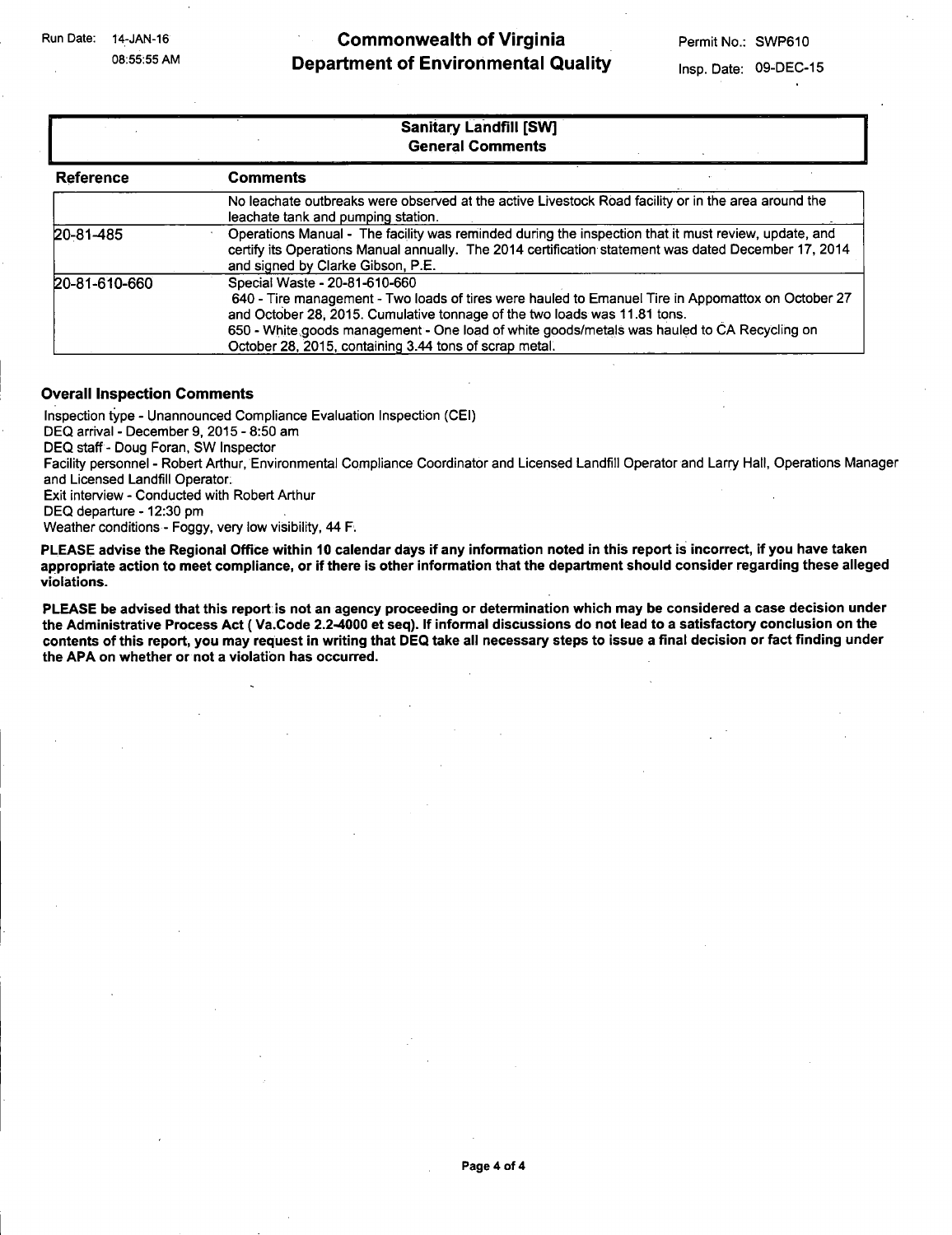Run Date: 14-JAN-16 08:55:55 AM

**Commonwealth of Virginia**
**Department of Environmental Quality**

Permit No.: SWP610
Insp. Date: 09-DEC-15

## Sanitary Landfill [SW]
### General Comments

| Reference | Comments |
|---|---|
| | No leachate outbreaks were observed at the active Livestock Road facility or in the area around the leachate tank and pumping station. |
| 20-81-485 | Operations Manual - The facility was reminded during the inspection that it must review, update, and certify its Operations Manual annually. The 2014 certification statement was dated December 17, 2014 and signed by Clarke Gibson, P.E. |
| 20-81-610-660 | Special Waste - 20-81-610-660<br>640 - Tire management - Two loads of tires were hauled to Emanuel Tire in Appomattox on October 27 and October 28, 2015. Cumulative tonnage of the two loads was 11.81 tons.<br>650 - White goods management - One load of white goods/metals was hauled to CA Recycling on October 28, 2015, containing 3.44 tons of scrap metal. |

### Overall Inspection Comments

Inspection type - Unannounced Compliance Evaluation Inspection (CEI)
DEQ arrival - December 9, 2015 - 8:50 am
DEQ staff - Doug Foran, SW Inspector
Facility personnel - Robert Arthur, Environmental Compliance Coordinator and Licensed Landfill Operator and Larry Hall, Operations Manager and Licensed Landfill Operator.
Exit interview - Conducted with Robert Arthur
DEQ departure - 12:30 pm
Weather conditions - Foggy, very low visibility, 44 F.

**PLEASE advise the Regional Office within 10 calendar days if any information noted in this report is incorrect, if you have taken appropriate action to meet compliance, or if there is other information that the department should consider regarding these alleged violations.**

**PLEASE be advised that this report is not an agency proceeding or determination which may be considered a case decision under the Administrative Process Act ( Va.Code 2.2-4000 et seq). If informal discussions do not lead to a satisfactory conclusion on the contents of this report, you may request in writing that DEQ take all necessary steps to issue a final decision or fact finding under the APA on whether or not a violation has occurred.**